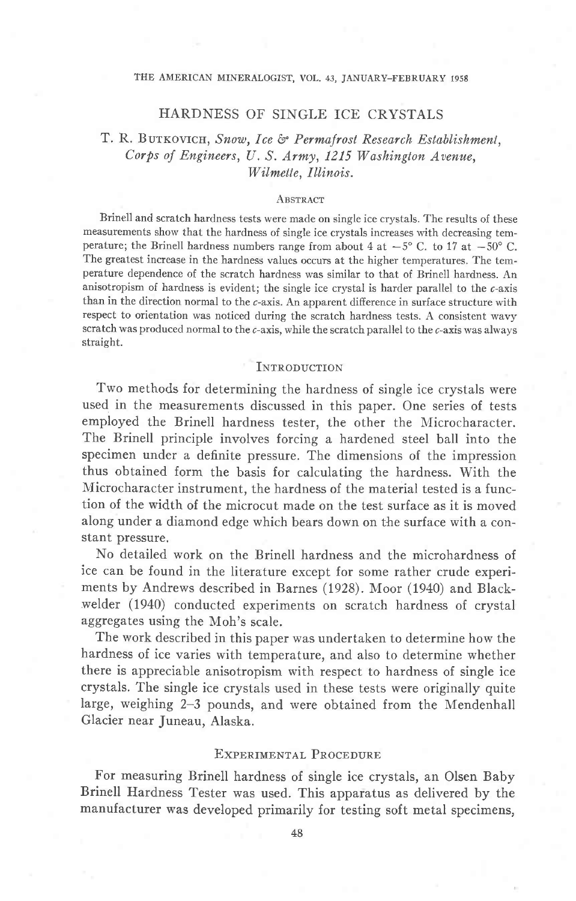# HARDNESS OF SINGLE ICE CRYSTALS

T. R. Butkovich, *Snow, Ice & Permafrost Research Establishment, Corps of Engineers, U. S. Army, 1215 Washington Avenue, Wilmette, Illinois.*

## Abstract

Brinell and scratch hardness tests were made on single ice crystals. The results of these measurements show that the hardness of single ice crystals increases with decreasing temperature; the Brinell hardness numbers range from about 4 at −5° C. to 17 at −50° C. The greatest increase in the hardness values occurs at the higher temperatures. The temperature dependence of the scratch hardness was similar to that of Brinell hardness. An anisotropism of hardness is evident; the single ice crystal is harder parallel to the *c*-axis than in the direction normal to the *c*-axis. An apparent difference in surface structure with respect to orientation was noticed during the scratch hardness tests. A consistent wavy scratch was produced normal to the *c*-axis, while the scratch parallel to the *c*-axis was always straight.

## Introduction

Two methods for determining the hardness of single ice crystals were used in the measurements discussed in this paper. One series of tests employed the Brinell hardness tester, the other the Microcharacter. The Brinell principle involves forcing a hardened steel ball into the specimen under a definite pressure. The dimensions of the impression thus obtained form the basis for calculating the hardness. With the Microcharacter instrument, the hardness of the material tested is a function of the width of the microcut made on the test surface as it is moved along under a diamond edge which bears down on the surface with a constant pressure.

No detailed work on the Brinell hardness and the microhardness of ice can be found in the literature except for some rather crude experiments by Andrews described in Barnes (1928). Moor (1940) and Blackwelder (1940) conducted experiments on scratch hardness of crystal aggregates using the Moh's scale.

The work described in this paper was undertaken to determine how the hardness of ice varies with temperature, and also to determine whether there is appreciable anisotropism with respect to hardness of single ice crystals. The single ice crystals used in these tests were originally quite large, weighing 2–3 pounds, and were obtained from the Mendenhall Glacier near Juneau, Alaska.

## Experimental Procedure

For measuring Brinell hardness of single ice crystals, an Olsen Baby Brinell Hardness Tester was used. This apparatus as delivered by the manufacturer was developed primarily for testing soft metal specimens,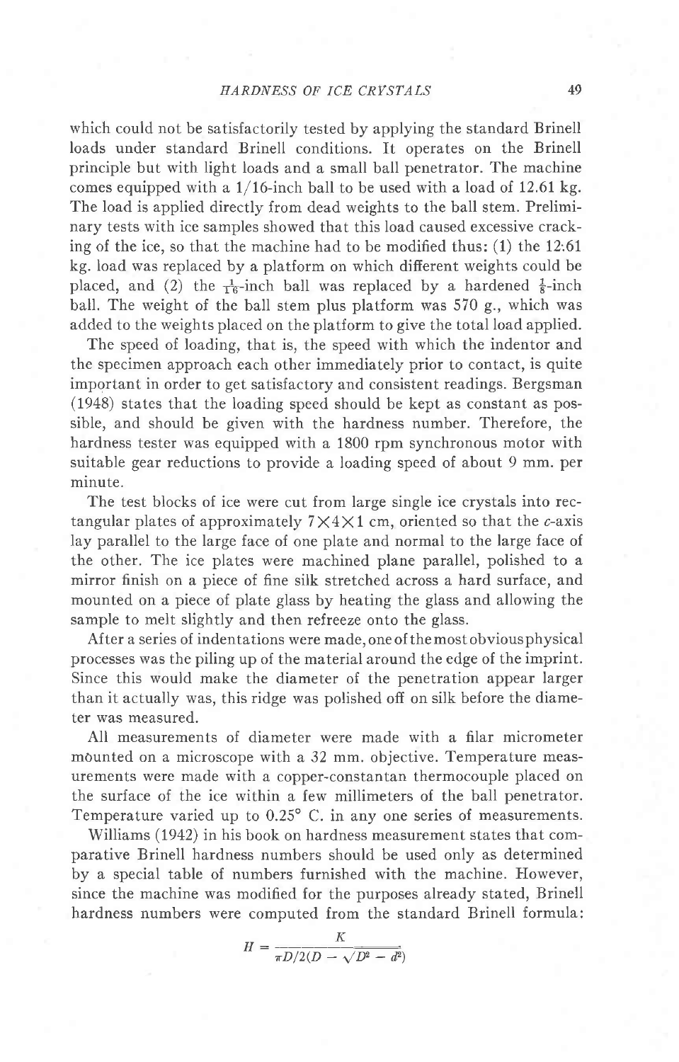which could not be satisfactorily tested by applying the standard Brinell loads under standard Brinell conditions. It operates on the Brinell principle but with light loads and a small ball penetrator. The machine comes equipped with a 1/16-inch ball to be used with a load of 12.61 kg. The load is applied directly from dead weights to the ball stem. Preliminary tests with ice samples showed that this load caused excessive cracking of the ice, so that the machine had to be modified thus: (1) the 12:61 kg. load was replaced by a platform on which different weights could be placed, and (2) the $\frac{1}{16}$-inch ball was replaced by a hardened $\frac{1}{8}$-inch ball. The weight of the ball stem plus platform was 570 g., which was added to the weights placed on the platform to give the total load applied.

The speed of loading, that is, the speed with which the indentor and the specimen approach each other immediately prior to contact, is quite important in order to get satisfactory and consistent readings. Bergsman (1948) states that the loading speed should be kept as constant as possible, and should be given with the hardness number. Therefore, the hardness tester was equipped with a 1800 rpm synchronous motor with suitable gear reductions to provide a loading speed of about 9 mm. per minute.

The test blocks of ice were cut from large single ice crystals into rectangular plates of approximately $7 \times 4 \times 1$ cm, oriented so that the *c*-axis lay parallel to the large face of one plate and normal to the large face of the other. The ice plates were machined plane parallel, polished to a mirror finish on a piece of fine silk stretched across a hard surface, and mounted on a piece of plate glass by heating the glass and allowing the sample to melt slightly and then refreeze onto the glass.

After a series of indentations were made, one of the most obvious physical processes was the piling up of the material around the edge of the imprint. Since this would make the diameter of the penetration appear larger than it actually was, this ridge was polished off on silk before the diameter was measured.

All measurements of diameter were made with a filar micrometer mounted on a microscope with a 32 mm. objective. Temperature measurements were made with a copper-constantan thermocouple placed on the surface of the ice within a few millimeters of the ball penetrator. Temperature varied up to 0.25° C. in any one series of measurements.

Williams (1942) in his book on hardness measurement states that comparative Brinell hardness numbers should be used only as determined by a special table of numbers furnished with the machine. However, since the machine was modified for the purposes already stated, Brinell hardness numbers were computed from the standard Brinell formula:

$$H = \frac{K}{\pi D/2(D - \sqrt{D^2 - d^2})}$$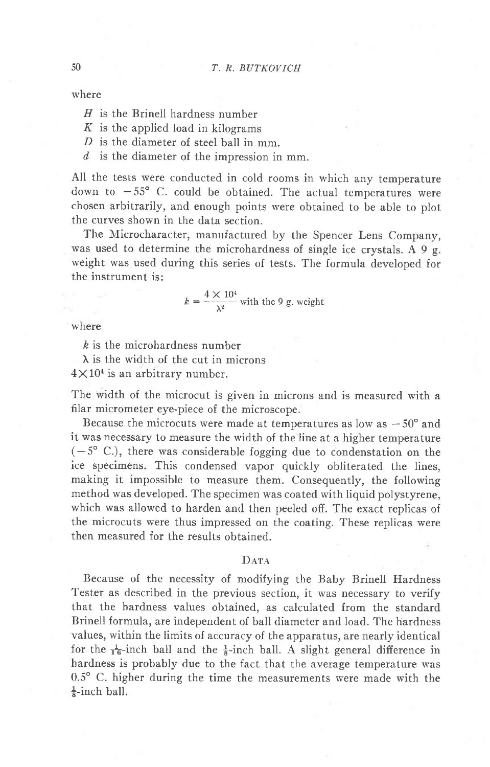where

$H$ is the Brinell hardness number
$K$ is the applied load in kilograms
$D$ is the diameter of steel ball in mm.
$d$ is the diameter of the impression in mm.

All the tests were conducted in cold rooms in which any temperature down to −55° C. could be obtained. The actual temperatures were chosen arbitrarily, and enough points were obtained to be able to plot the curves shown in the data section.

The Microcharacter, manufactured by the Spencer Lens Company, was used to determine the microhardness of single ice crystals. A 9 g. weight was used during this series of tests. The formula developed for the instrument is:

$$k = \frac{4 \times 10^4}{\lambda^2} \text{ with the 9 g. weight}$$

where

$k$ is the microhardness number
$\lambda$ is the width of the cut in microns
$4 \times 10^4$ is an arbitrary number.

The width of the microcut is given in microns and is measured with a filar micrometer eye-piece of the microscope.

Because the microcuts were made at temperatures as low as −50° and it was necessary to measure the width of the line at a higher temperature (−5° C.), there was considerable fogging due to condensation on the ice specimens. This condensed vapor quickly obliterated the lines, making it impossible to measure them. Consequently, the following method was developed. The specimen was coated with liquid polystyrene, which was allowed to harden and then peeled off. The exact replicas of the microcuts were thus impressed on the coating. These replicas were then measured for the results obtained.

## DATA

Because of the necessity of modifying the Baby Brinell Hardness Tester as described in the previous section, it was necessary to verify that the hardness values obtained, as calculated from the standard Brinell formula, are independent of ball diameter and load. The hardness values, within the limits of accuracy of the apparatus, are nearly identical for the $\frac{1}{16}$-inch ball and the $\frac{1}{8}$-inch ball. A slight general difference in hardness is probably due to the fact that the average temperature was 0.5° C. higher during the time the measurements were made with the $\frac{1}{8}$-inch ball.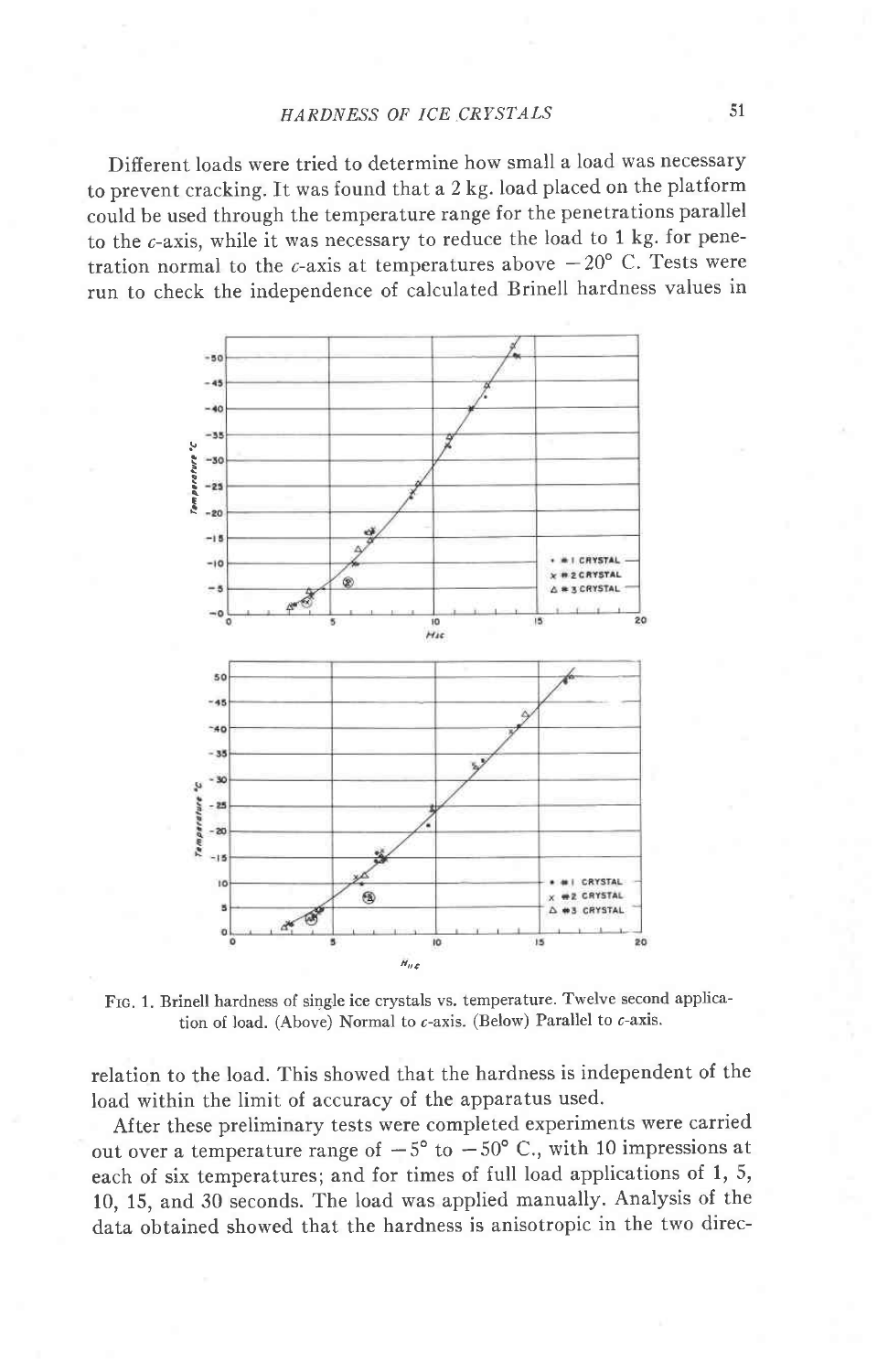Different loads were tried to determine how small a load was necessary to prevent cracking. It was found that a 2 kg. load placed on the platform could be used through the temperature range for the penetrations parallel to the *c*-axis, while it was necessary to reduce the load to 1 kg. for penetration normal to the *c*-axis at temperatures above −20° C. Tests were run to check the independence of calculated Brinell hardness values in relation to the load. This showed that the hardness is independent of the load within the limit of accuracy of the apparatus used.

FIG. 1. Brinell hardness of single ice crystals vs. temperature. Twelve second application of load. (Above) Normal to *c*-axis. (Below) Parallel to *c*-axis.

After these preliminary tests were completed experiments were carried out over a temperature range of −5° to −50° C., with 10 impressions at each of six temperatures; and for times of full load applications of 1, 5, 10, 15, and 30 seconds. The load was applied manually. Analysis of the data obtained showed that the hardness is anisotropic in the two direc-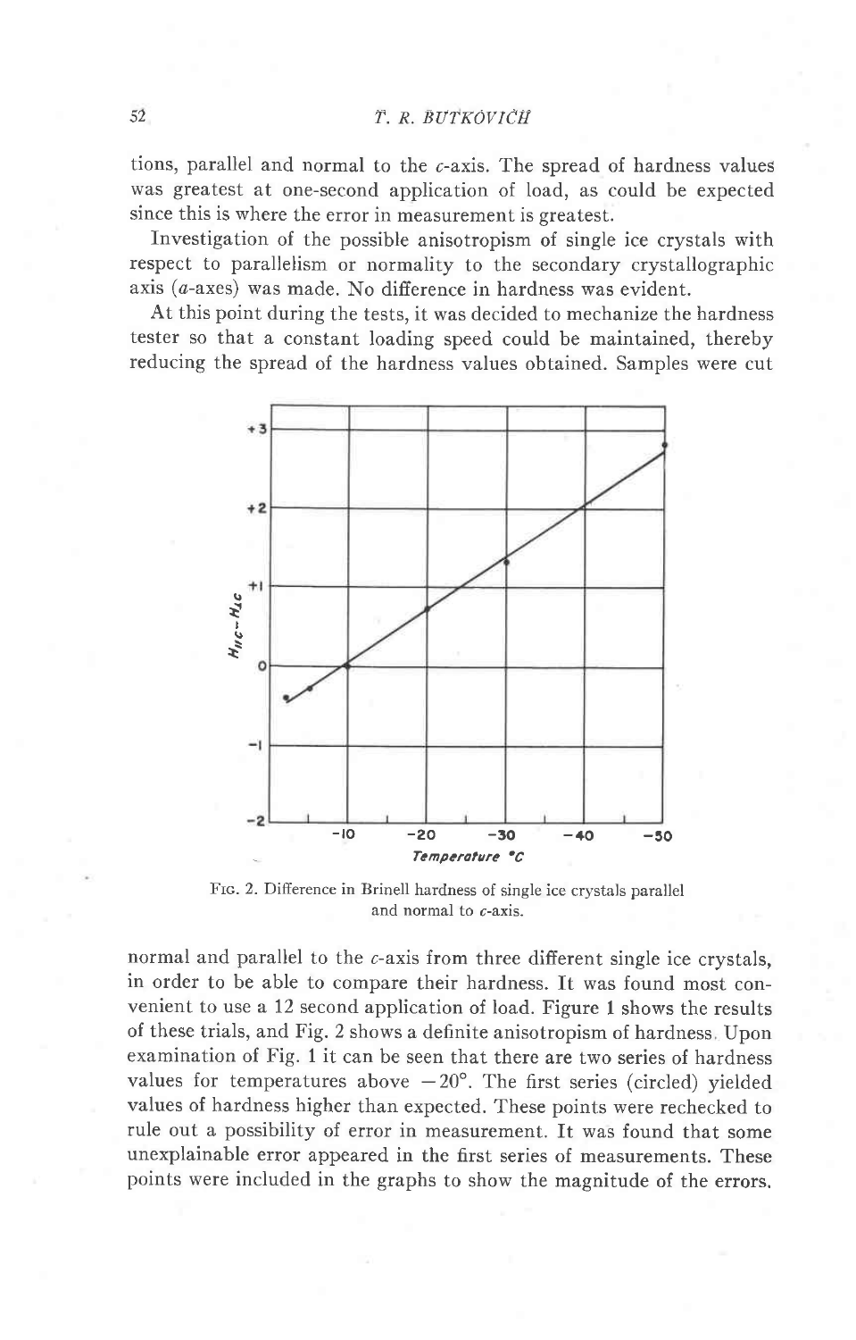tions, parallel and normal to the *c*-axis. The spread of hardness values was greatest at one-second application of load, as could be expected since this is where the error in measurement is greatest.

Investigation of the possible anisotropism of single ice crystals with respect to parallelism or normality to the secondary crystallographic axis (*a*-axes) was made. No difference in hardness was evident.

At this point during the tests, it was decided to mechanize the hardness tester so that a constant loading speed could be maintained, thereby reducing the spread of the hardness values obtained. Samples were cut

FIG. 2. Difference in Brinell hardness of single ice crystals parallel and normal to *c*-axis.

normal and parallel to the *c*-axis from three different single ice crystals, in order to be able to compare their hardness. It was found most convenient to use a 12 second application of load. Figure 1 shows the results of these trials, and Fig. 2 shows a definite anisotropism of hardness. Upon examination of Fig. 1 it can be seen that there are two series of hardness values for temperatures above $-20°$. The first series (circled) yielded values of hardness higher than expected. These points were rechecked to rule out a possibility of error in measurement. It was found that some unexplainable error appeared in the first series of measurements. These points were included in the graphs to show the magnitude of the errors.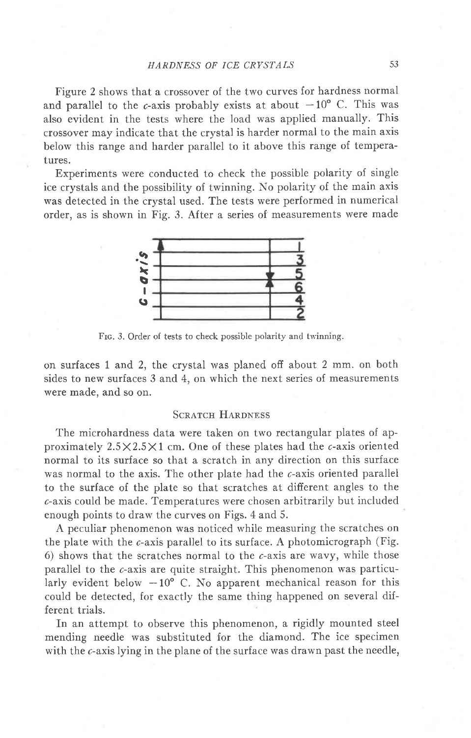Figure 2 shows that a crossover of the two curves for hardness normal and parallel to the *c*-axis probably exists at about −10° C. This was also evident in the tests where the load was applied manually. This crossover may indicate that the crystal is harder normal to the main axis below this range and harder parallel to it above this range of temperatures.

Experiments were conducted to check the possible polarity of single ice crystals and the possibility of twinning. No polarity of the main axis was detected in the crystal used. The tests were performed in numerical order, as is shown in Fig. 3. After a series of measurements were made

FIG. 3. Order of tests to check possible polarity and twinning.

on surfaces 1 and 2, the crystal was planed off about 2 mm. on both sides to new surfaces 3 and 4, on which the next series of measurements were made, and so on.

## SCRATCH HARDNESS

The microhardness data were taken on two rectangular plates of approximately 2.5×2.5×1 cm. One of these plates had the *c*-axis oriented normal to its surface so that a scratch in any direction on this surface was normal to the axis. The other plate had the *c*-axis oriented parallel to the surface of the plate so that scratches at different angles to the *c*-axis could be made. Temperatures were chosen arbitrarily but included enough points to draw the curves on Figs. 4 and 5.

A peculiar phenomenon was noticed while measuring the scratches on the plate with the *c*-axis parallel to its surface. A photomicrograph (Fig. 6) shows that the scratches normal to the *c*-axis are wavy, while those parallel to the *c*-axis are quite straight. This phenomenon was particularly evident below −10° C. No apparent mechanical reason for this could be detected, for exactly the same thing happened on several different trials.

In an attempt to observe this phenomenon, a rigidly mounted steel mending needle was substituted for the diamond. The ice specimen with the *c*-axis lying in the plane of the surface was drawn past the needle,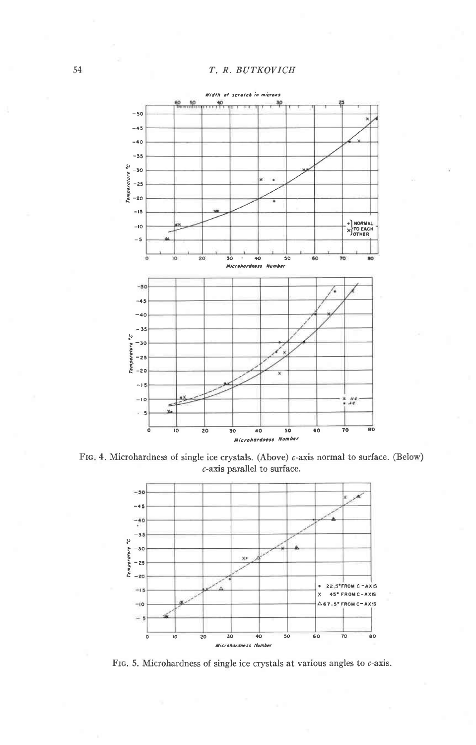FIG. 4. Microhardness of single ice crystals. (Above) $c$-axis normal to surface. (Below) $c$-axis parallel to surface.

FIG. 5. Microhardness of single ice crystals at various angles to $c$-axis.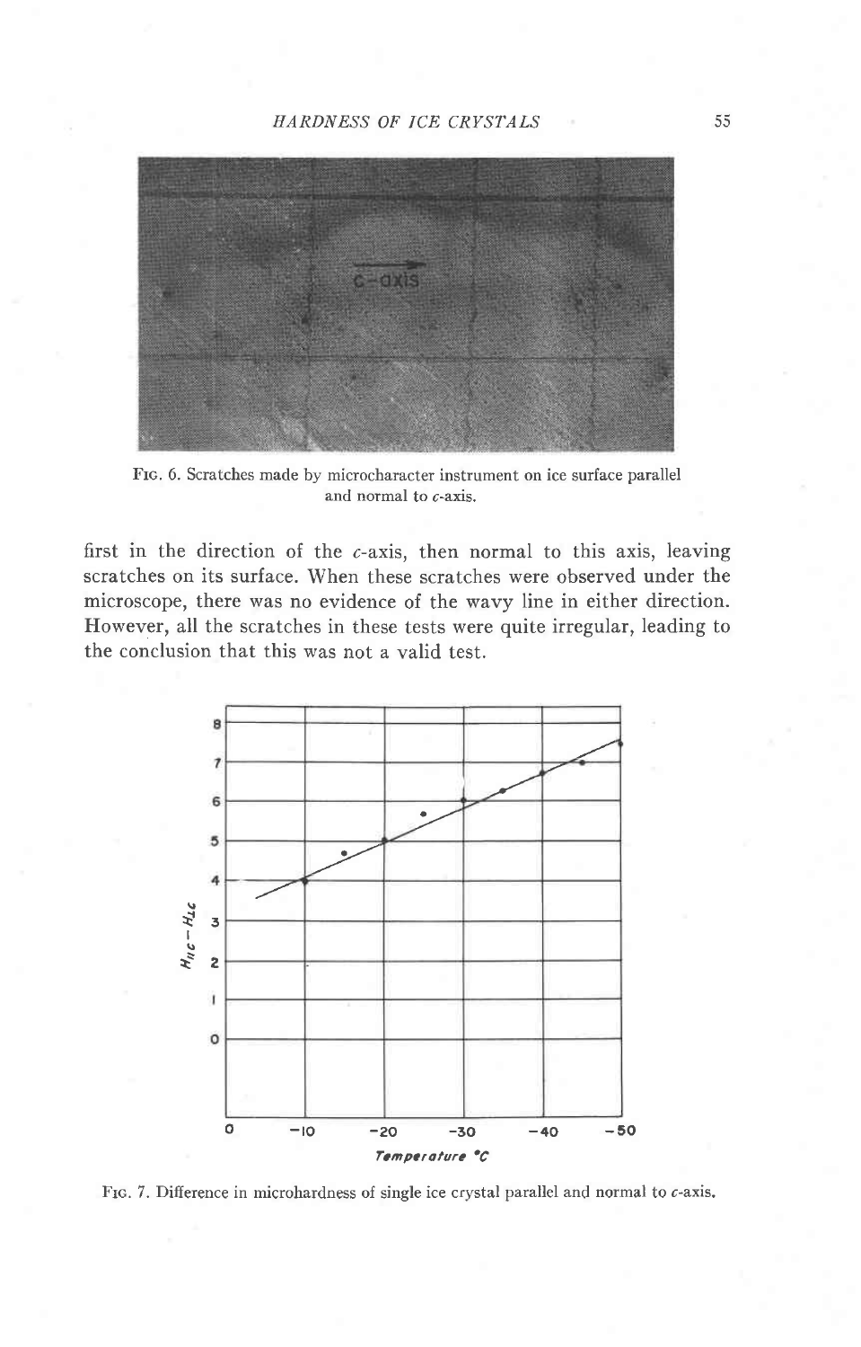Fig. 6. Scratches made by microcharacter instrument on ice surface parallel and normal to $c$-axis.

first in the direction of the $c$-axis, then normal to this axis, leaving scratches on its surface. When these scratches were observed under the microscope, there was no evidence of the wavy line in either direction. However, all the scratches in these tests were quite irregular, leading to the conclusion that this was not a valid test.

Fig. 7. Difference in microhardness of single ice crystal parallel and normal to $c$-axis.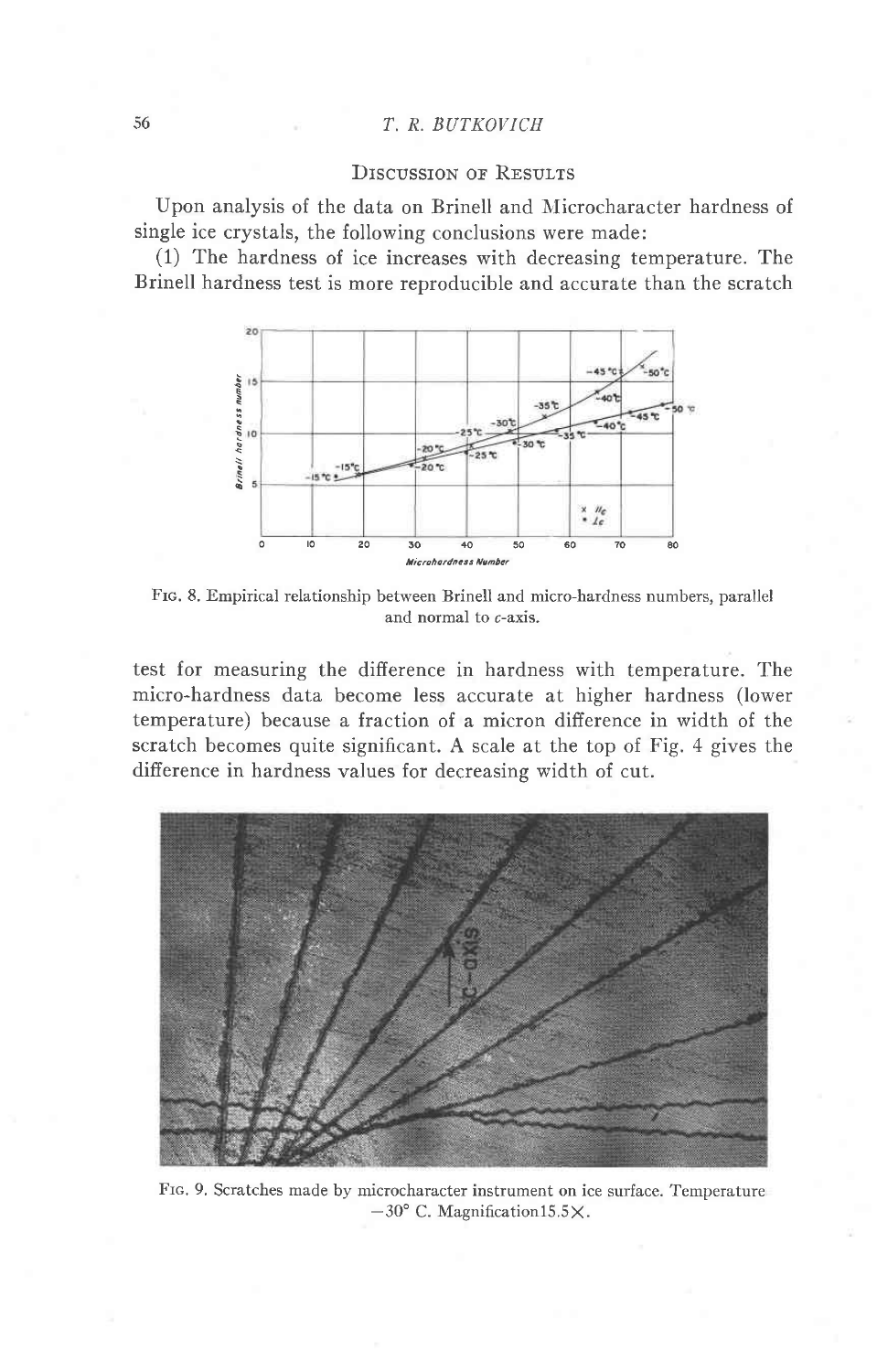## Discussion of Results

Upon analysis of the data on Brinell and Microcharacter hardness of single ice crystals, the following conclusions were made:

(1) The hardness of ice increases with decreasing temperature. The Brinell hardness test is more reproducible and accurate than the scratch test for measuring the difference in hardness with temperature. The micro-hardness data become less accurate at higher hardness (lower temperature) because a fraction of a micron difference in width of the scratch becomes quite significant. A scale at the top of Fig. 4 gives the difference in hardness values for decreasing width of cut.

Fig. 8. Empirical relationship between Brinell and micro-hardness numbers, parallel and normal to $c$-axis.

Fig. 9. Scratches made by microcharacter instrument on ice surface. Temperature $-30°$ C. Magnification15.5×.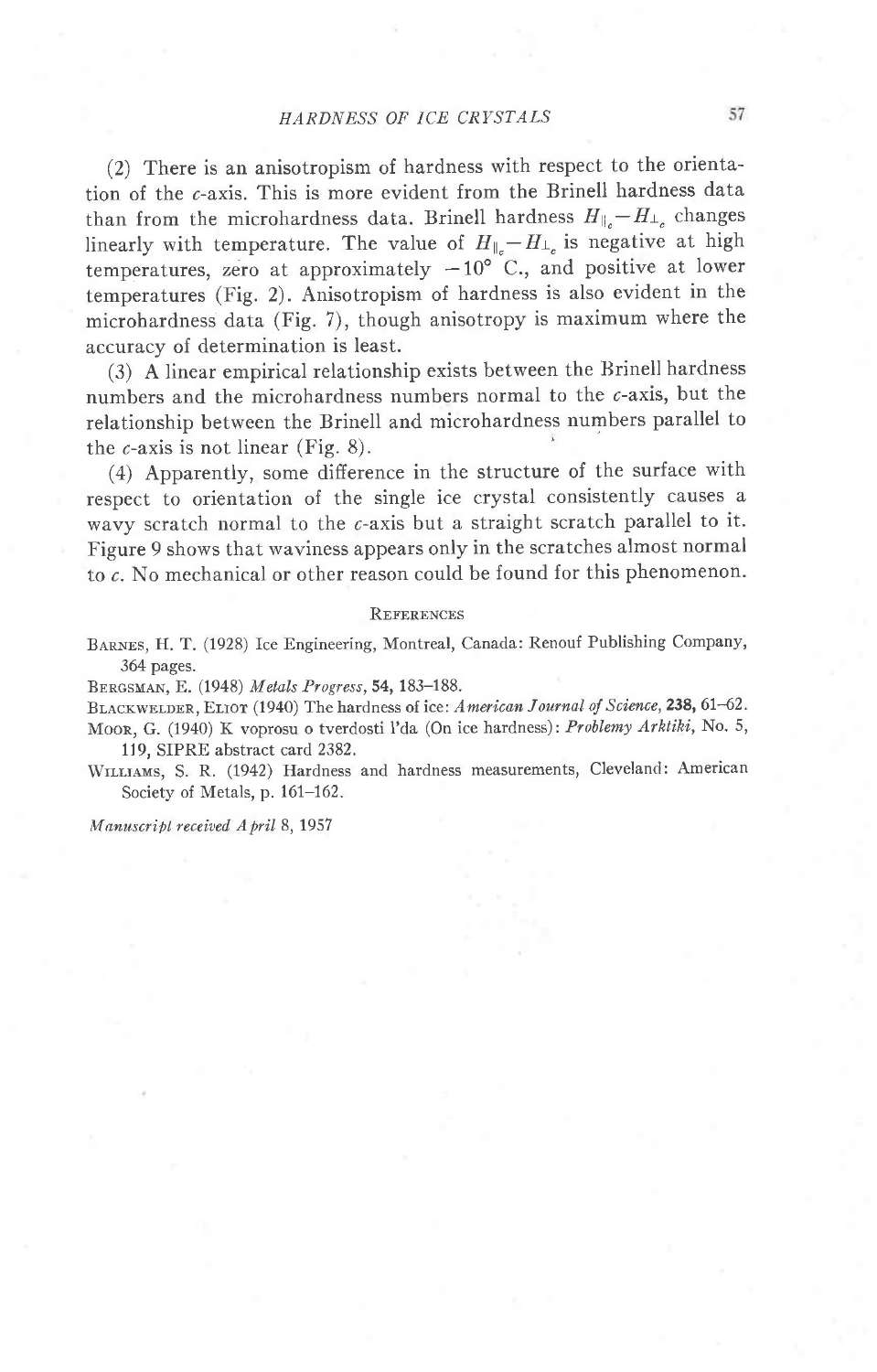(2) There is an anisotropism of hardness with respect to the orientation of the $c$-axis. This is more evident from the Brinell hardness data than from the microhardness data. Brinell hardness $H_{\|_c} - H_{\perp_c}$ changes linearly with temperature. The value of $H_{\|_c} - H_{\perp_c}$ is negative at high temperatures, zero at approximately $-10°$ C., and positive at lower temperatures (Fig. 2). Anisotropism of hardness is also evident in the microhardness data (Fig. 7), though anisotropy is maximum where the accuracy of determination is least.

(3) A linear empirical relationship exists between the Brinell hardness numbers and the microhardness numbers normal to the $c$-axis, but the relationship between the Brinell and microhardness numbers parallel to the $c$-axis is not linear (Fig. 8).

(4) Apparently, some difference in the structure of the surface with respect to orientation of the single ice crystal consistently causes a wavy scratch normal to the $c$-axis but a straight scratch parallel to it. Figure 9 shows that waviness appears only in the scratches almost normal to $c$. No mechanical or other reason could be found for this phenomenon.

## References

Barnes, H. T. (1928) Ice Engineering, Montreal, Canada: Renouf Publishing Company, 364 pages.

Bergsman, E. (1948) *Metals Progress*, **54**, 183–188.

Blackwelder, Eliot (1940) The hardness of ice: *American Journal of Science*, **238**, 61–62.

Moor, G. (1940) K voprosu o tverdosti l'da (On ice hardness): *Problemy Arktiki*, No. 5, 119, SIPRE abstract card 2382.

Williams, S. R. (1942) Hardness and hardness measurements, Cleveland: American Society of Metals, p. 161–162.

*Manuscript received April 8, 1957*